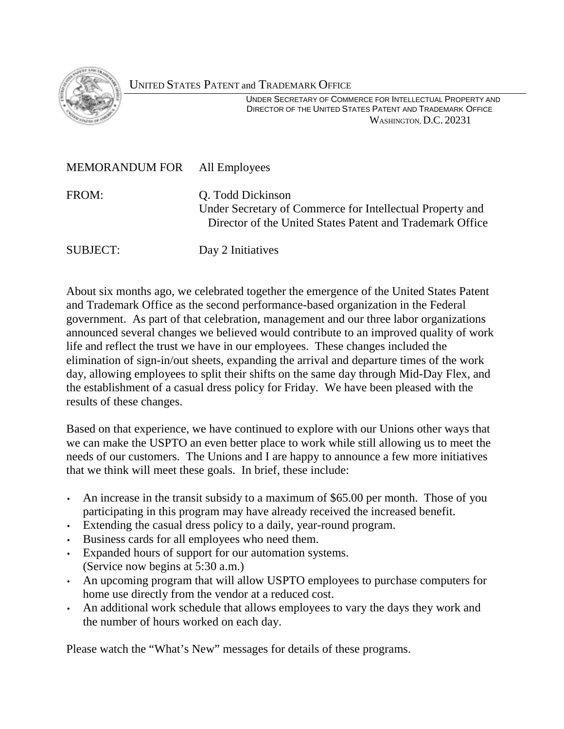UNITED STATES PATENT and TRADEMARK OFFICE

UNDER SECRETARY OF COMMERCE FOR INTELLECTUAL PROPERTY AND
DIRECTOR OF THE UNITED STATES PATENT AND TRADEMARK OFFICE
WASHINGTON, D.C. 20231

MEMORANDUM FOR All Employees

FROM: Q. Todd Dickinson
Under Secretary of Commerce for Intellectual Property and
Director of the United States Patent and Trademark Office

SUBJECT: Day 2 Initiatives

About six months ago, we celebrated together the emergence of the United States Patent and Trademark Office as the second performance-based organization in the Federal government. As part of that celebration, management and our three labor organizations announced several changes we believed would contribute to an improved quality of work life and reflect the trust we have in our employees. These changes included the elimination of sign-in/out sheets, expanding the arrival and departure times of the work day, allowing employees to split their shifts on the same day through Mid-Day Flex, and the establishment of a casual dress policy for Friday. We have been pleased with the results of these changes.

Based on that experience, we have continued to explore with our Unions other ways that we can make the USPTO an even better place to work while still allowing us to meet the needs of our customers. The Unions and I are happy to announce a few more initiatives that we think will meet these goals. In brief, these include:

- An increase in the transit subsidy to a maximum of $65.00 per month. Those of you participating in this program may have already received the increased benefit.
- Extending the casual dress policy to a daily, year-round program.
- Business cards for all employees who need them.
- Expanded hours of support for our automation systems. (Service now begins at 5:30 a.m.)
- An upcoming program that will allow USPTO employees to purchase computers for home use directly from the vendor at a reduced cost.
- An additional work schedule that allows employees to vary the days they work and the number of hours worked on each day.

Please watch the "What's New" messages for details of these programs.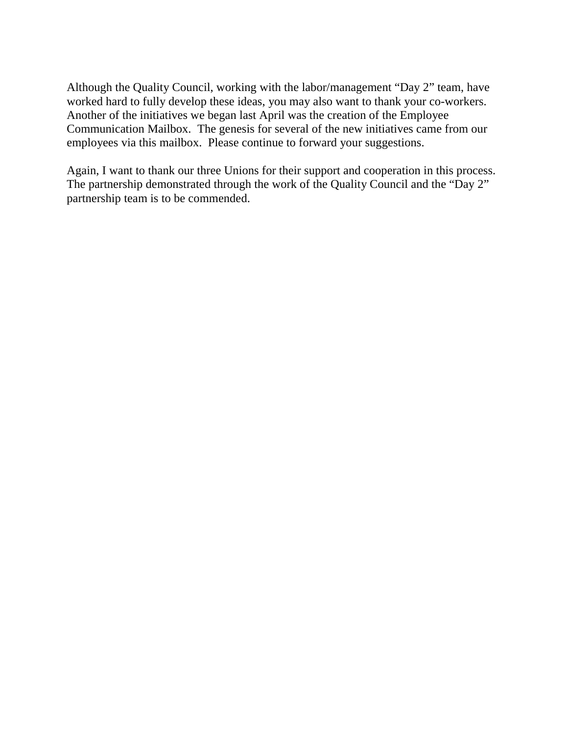Although the Quality Council, working with the labor/management "Day 2" team, have worked hard to fully develop these ideas, you may also want to thank your co-workers. Another of the initiatives we began last April was the creation of the Employee Communication Mailbox. The genesis for several of the new initiatives came from our employees via this mailbox. Please continue to forward your suggestions.

Again, I want to thank our three Unions for their support and cooperation in this process. The partnership demonstrated through the work of the Quality Council and the "Day 2" partnership team is to be commended.